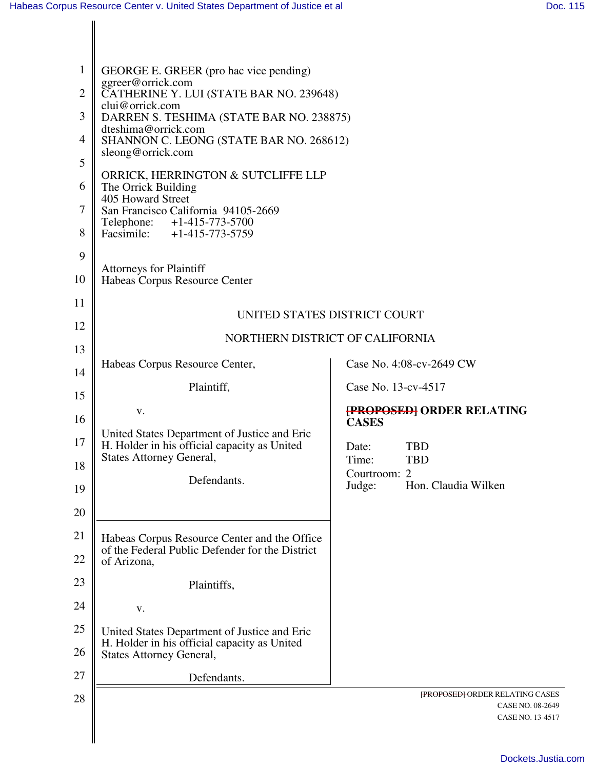GEORGE E. GREER (pro hac vice pending)
ggreer@orrick.com
CATHERINE Y. LUI (STATE BAR NO. 239648)
clui@orrick.com
DARREN S. TESHIMA (STATE BAR NO. 238875)
dteshima@orrick.com
SHANNON C. LEONG (STATE BAR NO. 268612)
sleong@orrick.com

ORRICK, HERRINGTON & SUTCLIFFE LLP
The Orrick Building
405 Howard Street
San Francisco California 94105-2669
Telephone: +1-415-773-5700
Facsimile: +1-415-773-5759

Attorneys for Plaintiff
Habeas Corpus Resource Center

UNITED STATES DISTRICT COURT

NORTHERN DISTRICT OF CALIFORNIA

| | |
|---|---|
| Habeas Corpus Resource Center,<br><br>Plaintiff,<br><br>v.<br><br>United States Department of Justice and Eric H. Holder in his official capacity as United States Attorney General,<br><br>Defendants. | Case No. 4:08-cv-2649 CW<br><br>Case No. 13-cv-4517<br><br>~~[PROPOSED]~~ **ORDER RELATING CASES**<br><br>Date: TBD<br>Time: TBD<br>Courtroom: 2<br>Judge: Hon. Claudia Wilken |
| Habeas Corpus Resource Center and the Office of the Federal Public Defender for the District of Arizona,<br><br>Plaintiffs,<br><br>v.<br><br>United States Department of Justice and Eric H. Holder in his official capacity as United States Attorney General,<br><br>Defendants. | |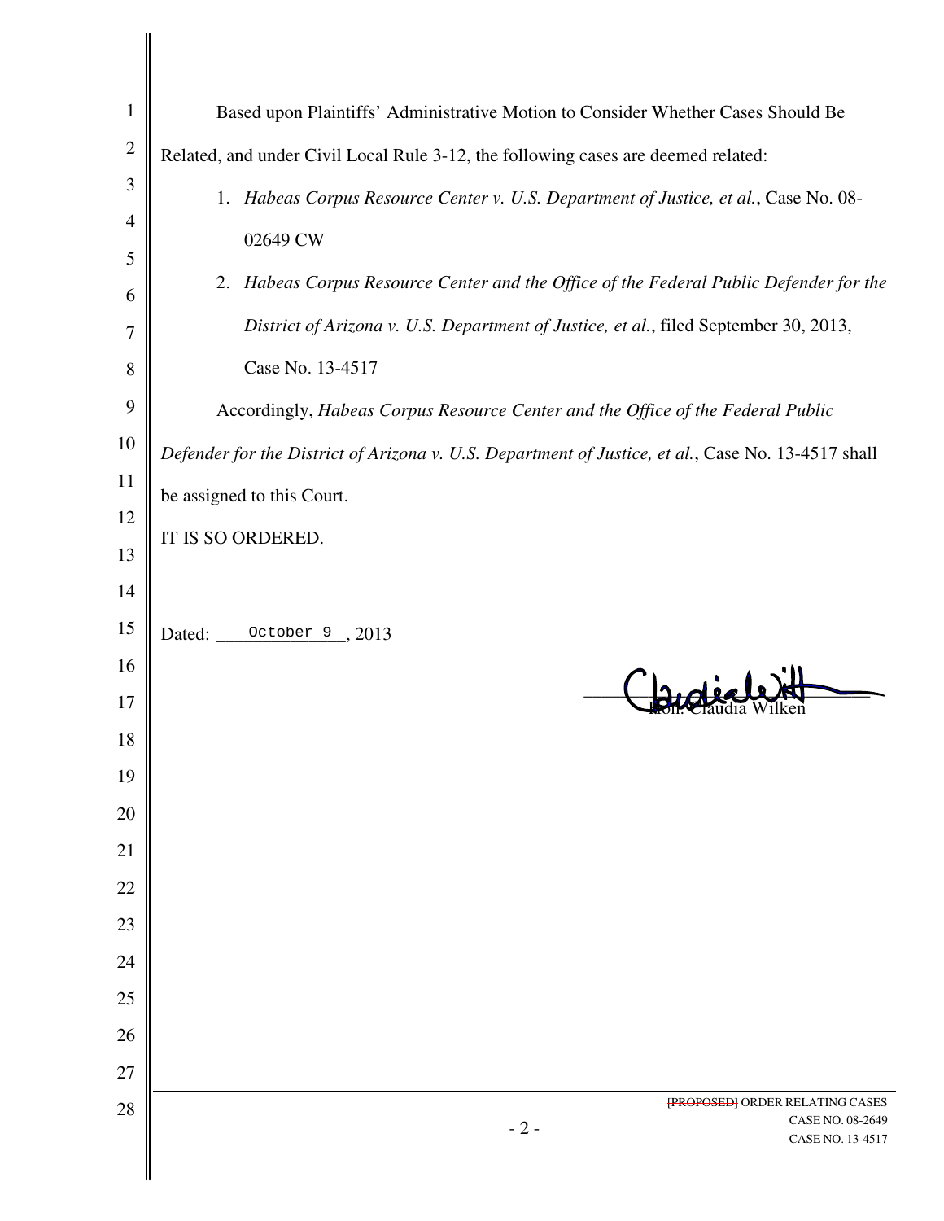Based upon Plaintiffs' Administrative Motion to Consider Whether Cases Should Be Related, and under Civil Local Rule 3-12, the following cases are deemed related:

1. *Habeas Corpus Resource Center v. U.S. Department of Justice, et al.*, Case No. 08-02649 CW
2. *Habeas Corpus Resource Center and the Office of the Federal Public Defender for the District of Arizona v. U.S. Department of Justice, et al.*, filed September 30, 2013, Case No. 13-4517

Accordingly, *Habeas Corpus Resource Center and the Office of the Federal Public Defender for the District of Arizona v. U.S. Department of Justice, et al.*, Case No. 13-4517 shall be assigned to this Court.

IT IS SO ORDERED.

Dated: October 9, 2013

Hon. Claudia Wilken

~~[PROPOSED]~~ ORDER RELATING CASES
CASE NO. 08-2649
CASE NO. 13-4517